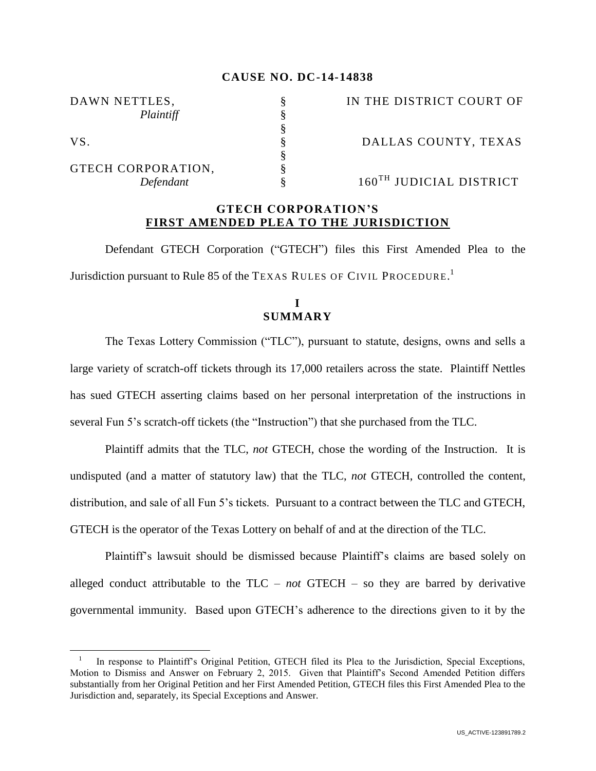**CAUSE NO. DC-14-14838**

| | | |
|---|---|---|
| DAWN NETTLES, *Plaintiff* | § | IN THE DISTRICT COURT OF |
| | § | |
| VS. | § | DALLAS COUNTY, TEXAS |
| | § | |
| GTECH CORPORATION, *Defendant* | § | 160TH JUDICIAL DISTRICT |

## GTECH CORPORATION'S FIRST AMENDED PLEA TO THE JURISDICTION

Defendant GTECH Corporation ("GTECH") files this First Amended Plea to the Jurisdiction pursuant to Rule 85 of the TEXAS RULES OF CIVIL PROCEDURE.[1]

## I SUMMARY

The Texas Lottery Commission ("TLC"), pursuant to statute, designs, owns and sells a large variety of scratch-off tickets through its 17,000 retailers across the state. Plaintiff Nettles has sued GTECH asserting claims based on her personal interpretation of the instructions in several Fun 5's scratch-off tickets (the "Instruction") that she purchased from the TLC.

Plaintiff admits that the TLC, *not* GTECH, chose the wording of the Instruction. It is undisputed (and a matter of statutory law) that the TLC, *not* GTECH, controlled the content, distribution, and sale of all Fun 5's tickets. Pursuant to a contract between the TLC and GTECH, GTECH is the operator of the Texas Lottery on behalf of and at the direction of the TLC.

Plaintiff's lawsuit should be dismissed because Plaintiff's claims are based solely on alleged conduct attributable to the TLC – *not* GTECH – so they are barred by derivative governmental immunity. Based upon GTECH's adherence to the directions given to it by the

[1] In response to Plaintiff's Original Petition, GTECH filed its Plea to the Jurisdiction, Special Exceptions, Motion to Dismiss and Answer on February 2, 2015. Given that Plaintiff's Second Amended Petition differs substantially from her Original Petition and her First Amended Petition, GTECH files this First Amended Plea to the Jurisdiction and, separately, its Special Exceptions and Answer.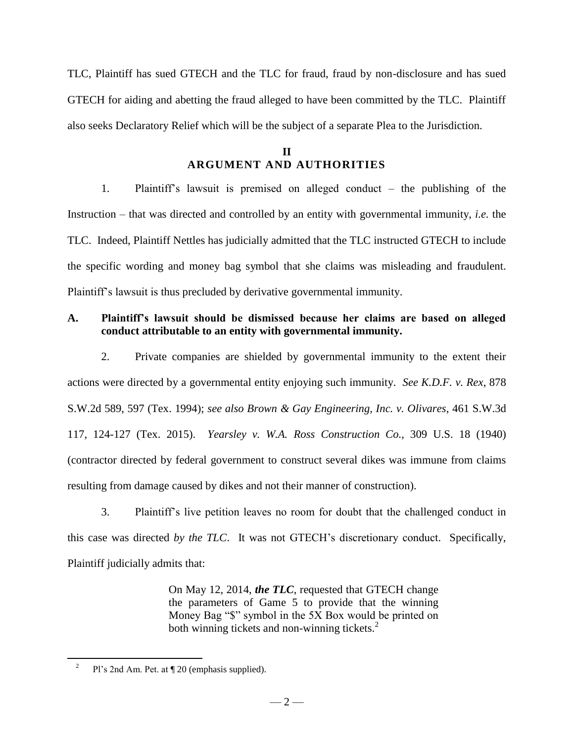TLC, Plaintiff has sued GTECH and the TLC for fraud, fraud by non-disclosure and has sued GTECH for aiding and abetting the fraud alleged to have been committed by the TLC. Plaintiff also seeks Declaratory Relief which will be the subject of a separate Plea to the Jurisdiction.

## II
## ARGUMENT AND AUTHORITIES

1. Plaintiff's lawsuit is premised on alleged conduct – the publishing of the Instruction – that was directed and controlled by an entity with governmental immunity, *i.e.* the TLC. Indeed, Plaintiff Nettles has judicially admitted that the TLC instructed GTECH to include the specific wording and money bag symbol that she claims was misleading and fraudulent. Plaintiff's lawsuit is thus precluded by derivative governmental immunity.

### A. Plaintiff's lawsuit should be dismissed because her claims are based on alleged conduct attributable to an entity with governmental immunity.

2. Private companies are shielded by governmental immunity to the extent their actions were directed by a governmental entity enjoying such immunity. *See K.D.F. v. Rex*, 878 S.W.2d 589, 597 (Tex. 1994); *see also Brown & Gay Engineering, Inc. v. Olivares*, 461 S.W.3d 117, 124-127 (Tex. 2015). *Yearsley v. W.A. Ross Construction Co.*, 309 U.S. 18 (1940) (contractor directed by federal government to construct several dikes was immune from claims resulting from damage caused by dikes and not their manner of construction).

3. Plaintiff's live petition leaves no room for doubt that the challenged conduct in this case was directed *by the TLC*. It was not GTECH's discretionary conduct. Specifically, Plaintiff judicially admits that:

> On May 12, 2014, ***the TLC***, requested that GTECH change the parameters of Game 5 to provide that the winning Money Bag "$" symbol in the 5X Box would be printed on both winning tickets and non-winning tickets.[2]

---

[2] Pl's 2nd Am. Pet. at ¶ 20 (emphasis supplied).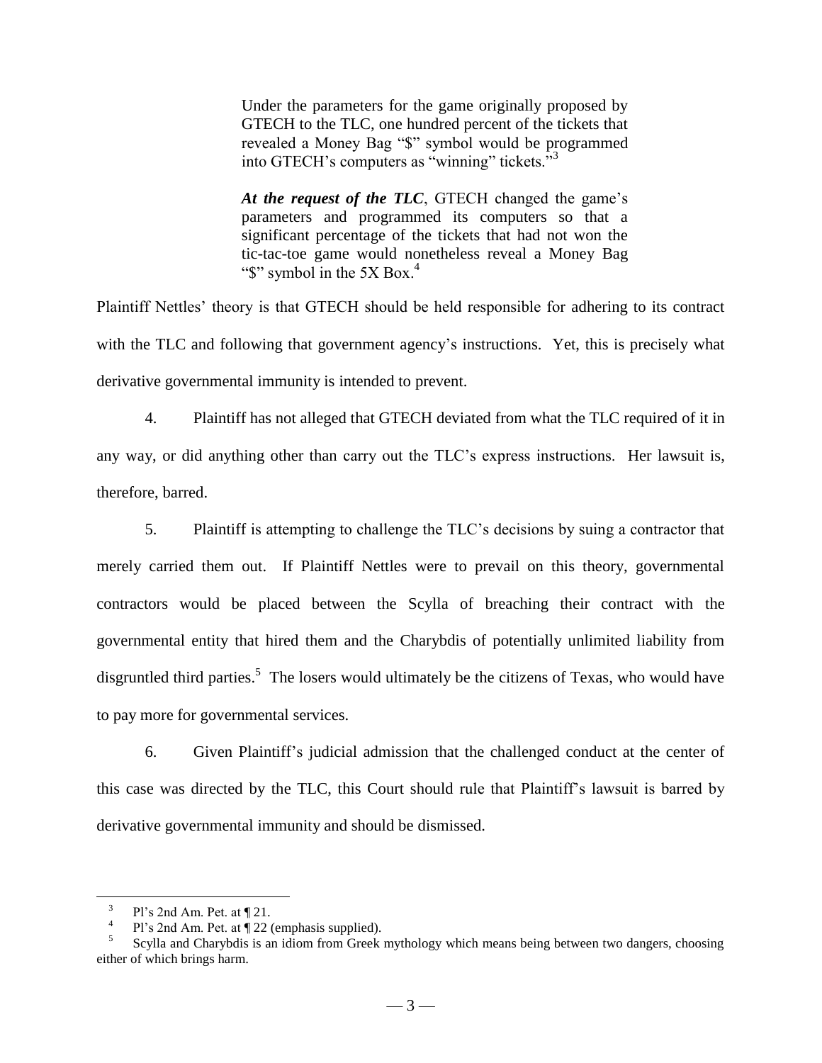> Under the parameters for the game originally proposed by GTECH to the TLC, one hundred percent of the tickets that revealed a Money Bag "$" symbol would be programmed into GTECH's computers as "winning" tickets."[3]
>
> ***At the request of the TLC***, GTECH changed the game's parameters and programmed its computers so that a significant percentage of the tickets that had not won the tic-tac-toe game would nonetheless reveal a Money Bag "$" symbol in the 5X Box.[4]

Plaintiff Nettles' theory is that GTECH should be held responsible for adhering to its contract with the TLC and following that government agency's instructions. Yet, this is precisely what derivative governmental immunity is intended to prevent.

4. Plaintiff has not alleged that GTECH deviated from what the TLC required of it in any way, or did anything other than carry out the TLC's express instructions. Her lawsuit is, therefore, barred.

5. Plaintiff is attempting to challenge the TLC's decisions by suing a contractor that merely carried them out. If Plaintiff Nettles were to prevail on this theory, governmental contractors would be placed between the Scylla of breaching their contract with the governmental entity that hired them and the Charybdis of potentially unlimited liability from disgruntled third parties.[5] The losers would ultimately be the citizens of Texas, who would have to pay more for governmental services.

6. Given Plaintiff's judicial admission that the challenged conduct at the center of this case was directed by the TLC, this Court should rule that Plaintiff's lawsuit is barred by derivative governmental immunity and should be dismissed.

---

[3] Pl's 2nd Am. Pet. at ¶ 21.

[4] Pl's 2nd Am. Pet. at ¶ 22 (emphasis supplied).

[5] Scylla and Charybdis is an idiom from Greek mythology which means being between two dangers, choosing either of which brings harm.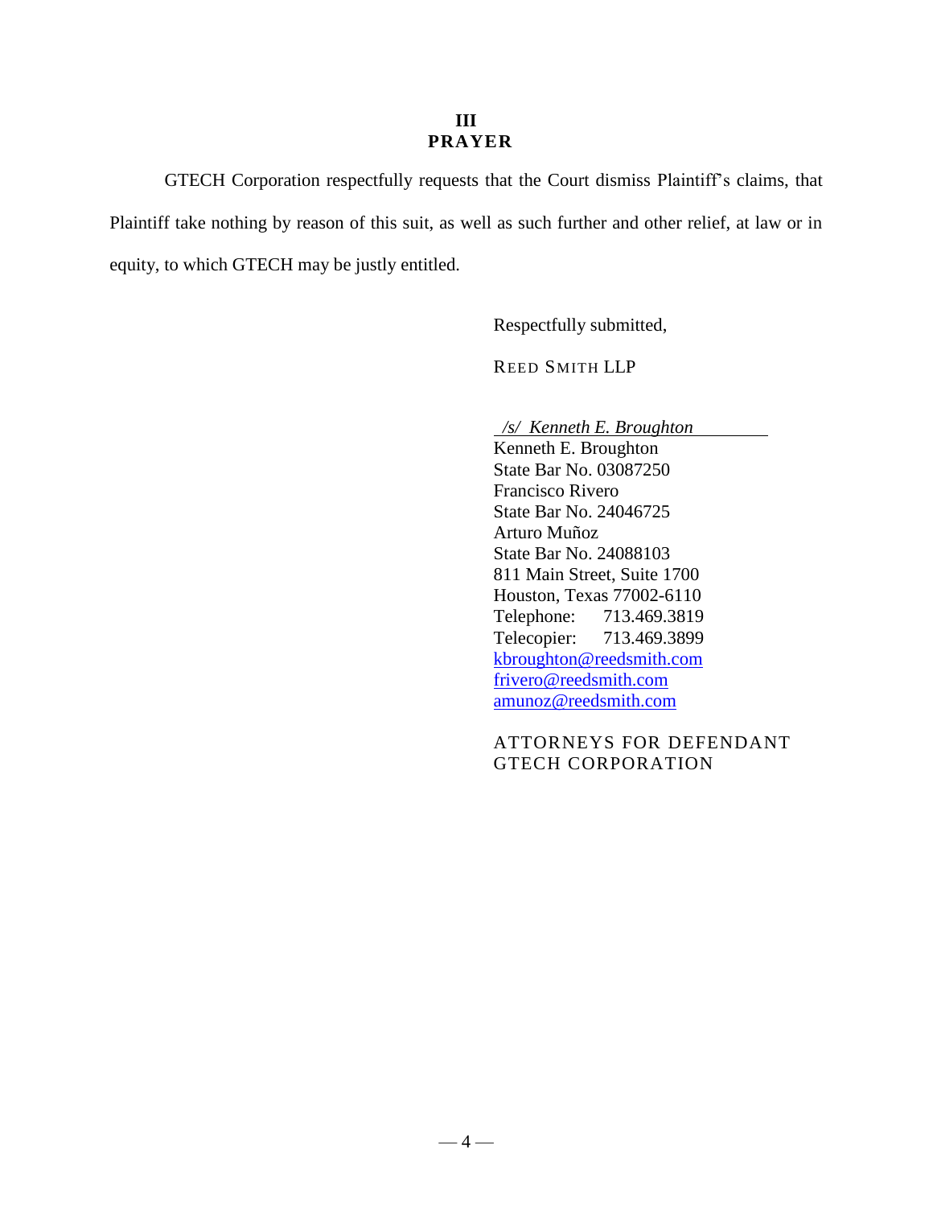## III
## PRAYER

GTECH Corporation respectfully requests that the Court dismiss Plaintiff's claims, that Plaintiff take nothing by reason of this suit, as well as such further and other relief, at law or in equity, to which GTECH may be justly entitled.

Respectfully submitted,

REED SMITH LLP

*/s/ Kenneth E. Broughton*
Kenneth E. Broughton
State Bar No. 03087250
Francisco Rivero
State Bar No. 24046725
Arturo Muñoz
State Bar No. 24088103
811 Main Street, Suite 1700
Houston, Texas 77002-6110
Telephone: 713.469.3819
Telecopier: 713.469.3899
kbroughton@reedsmith.com
frivero@reedsmith.com
amunoz@reedsmith.com

ATTORNEYS FOR DEFENDANT GTECH CORPORATION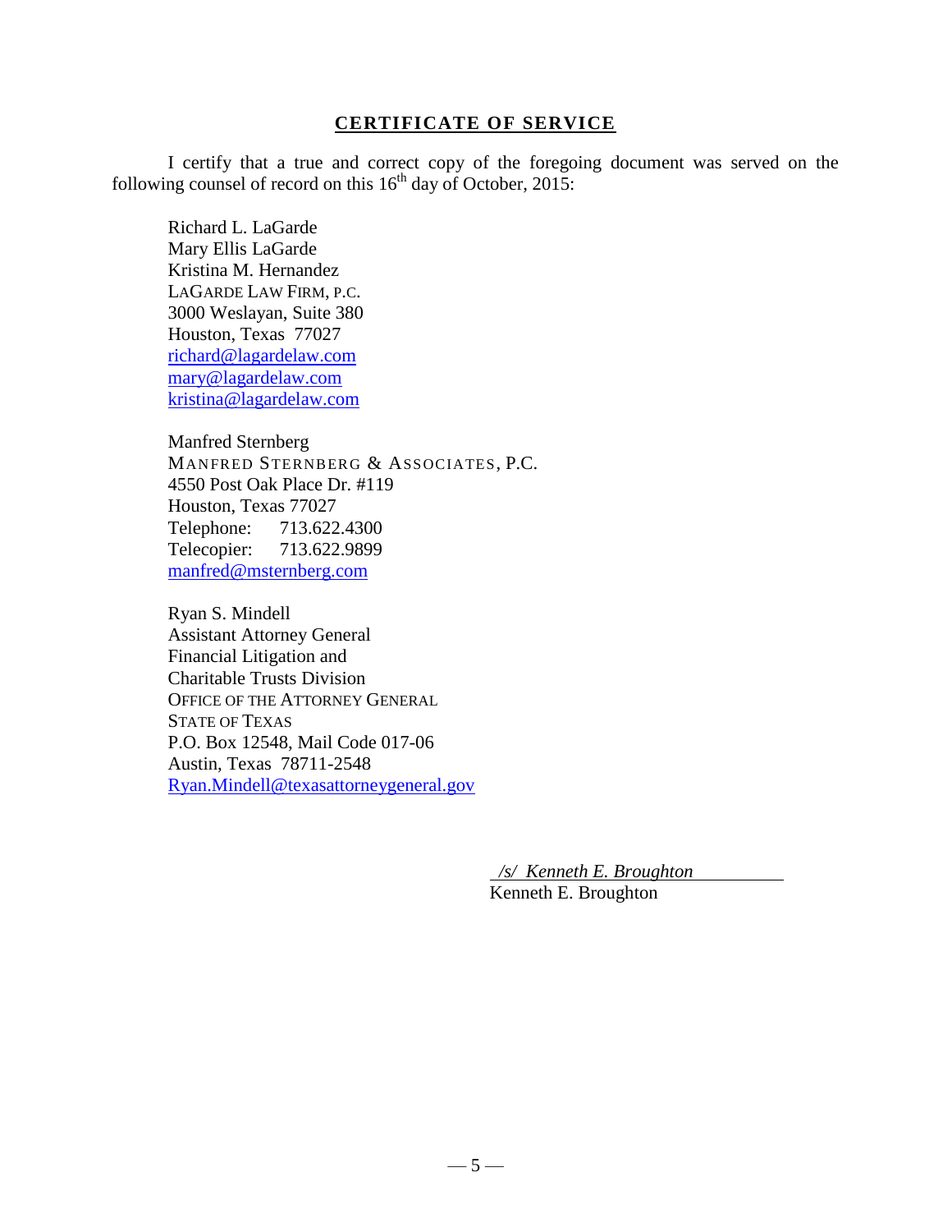## CERTIFICATE OF SERVICE

I certify that a true and correct copy of the foregoing document was served on the following counsel of record on this 16th day of October, 2015:

Richard L. LaGarde  
Mary Ellis LaGarde  
Kristina M. Hernandez  
LAGARDE LAW FIRM, P.C.  
3000 Weslayan, Suite 380  
Houston, Texas 77027  
richard@lagardelaw.com  
mary@lagardelaw.com  
kristina@lagardelaw.com

Manfred Sternberg  
MANFRED STERNBERG & ASSOCIATES, P.C.  
4550 Post Oak Place Dr. #119  
Houston, Texas 77027  
Telephone: 713.622.4300  
Telecopier: 713.622.9899  
manfred@msternberg.com

Ryan S. Mindell  
Assistant Attorney General  
Financial Litigation and  
Charitable Trusts Division  
OFFICE OF THE ATTORNEY GENERAL  
STATE OF TEXAS  
P.O. Box 12548, Mail Code 017-06  
Austin, Texas 78711-2548  
Ryan.Mindell@texasattorneygeneral.gov

*/s/ Kenneth E. Broughton*  
Kenneth E. Broughton